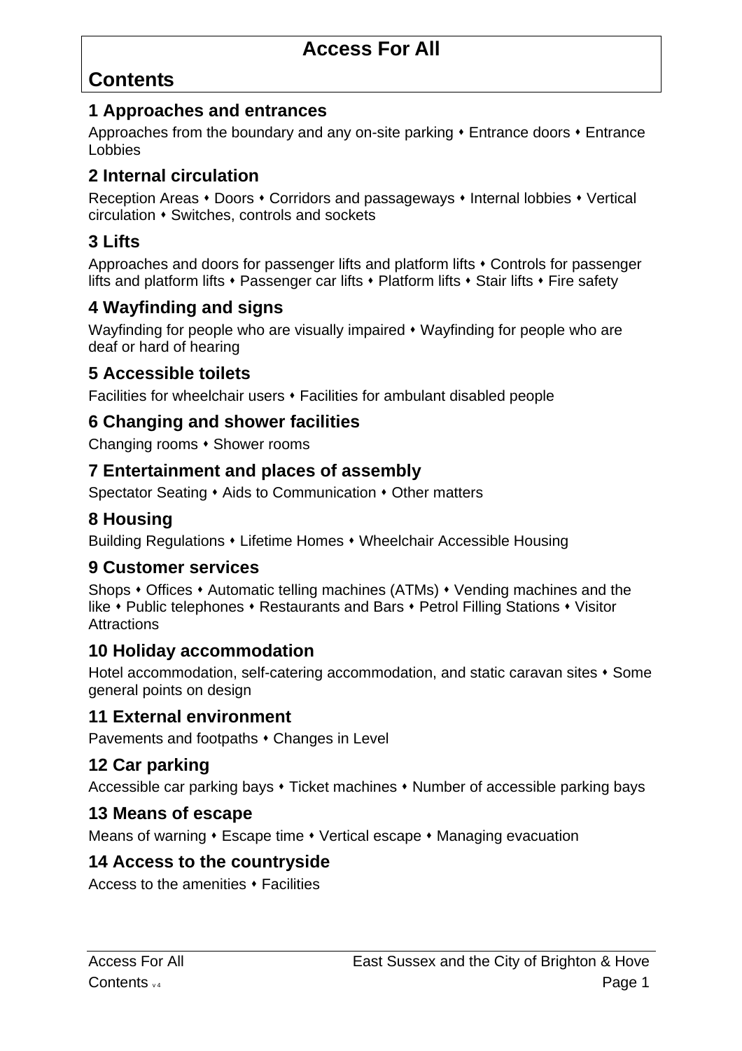# Access For All

## Contents

### 1 Approaches and entrances

Approaches from the boundary and any on-site parking • Entrance doors • Entrance Lobbies

### 2 Internal circulation

Reception Areas • Doors • Corridors and passageways • Internal lobbies • Vertical circulation • Switches, controls and sockets

### 3 Lifts

Approaches and doors for passenger lifts and platform lifts • Controls for passenger lifts and platform lifts • Passenger car lifts • Platform lifts • Stair lifts • Fire safety

### 4 Wayfinding and signs

Wayfinding for people who are visually impaired • Wayfinding for people who are deaf or hard of hearing

### 5 Accessible toilets

Facilities for wheelchair users • Facilities for ambulant disabled people

### 6 Changing and shower facilities

Changing rooms • Shower rooms

### 7 Entertainment and places of assembly

Spectator Seating • Aids to Communication • Other matters

### 8 Housing

Building Regulations • Lifetime Homes • Wheelchair Accessible Housing

### 9 Customer services

Shops • Offices • Automatic telling machines (ATMs) • Vending machines and the like • Public telephones • Restaurants and Bars • Petrol Filling Stations • Visitor Attractions

### 10 Holiday accommodation

Hotel accommodation, self-catering accommodation, and static caravan sites • Some general points on design

### 11 External environment

Pavements and footpaths • Changes in Level

### 12 Car parking

Accessible car parking bays • Ticket machines • Number of accessible parking bays

### 13 Means of escape

Means of warning • Escape time • Vertical escape • Managing evacuation

### 14 Access to the countryside

Access to the amenities • Facilities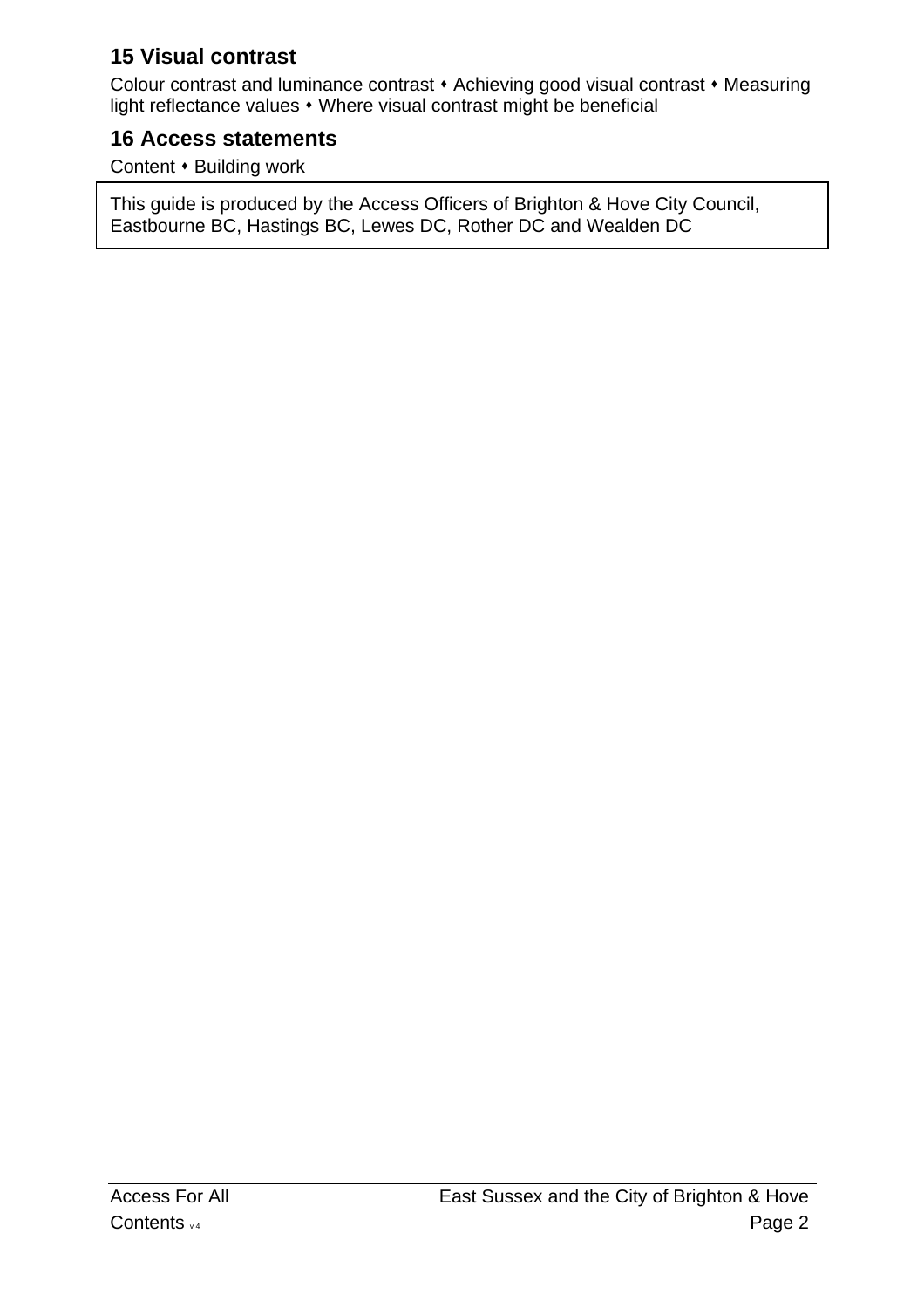## 15 Visual contrast

Colour contrast and luminance contrast ⬩ Achieving good visual contrast ⬩ Measuring light reflectance values ⬩ Where visual contrast might be beneficial

## 16 Access statements

Content ⬩ Building work

This guide is produced by the Access Officers of Brighton & Hove City Council, Eastbourne BC, Hastings BC, Lewes DC, Rother DC and Wealden DC